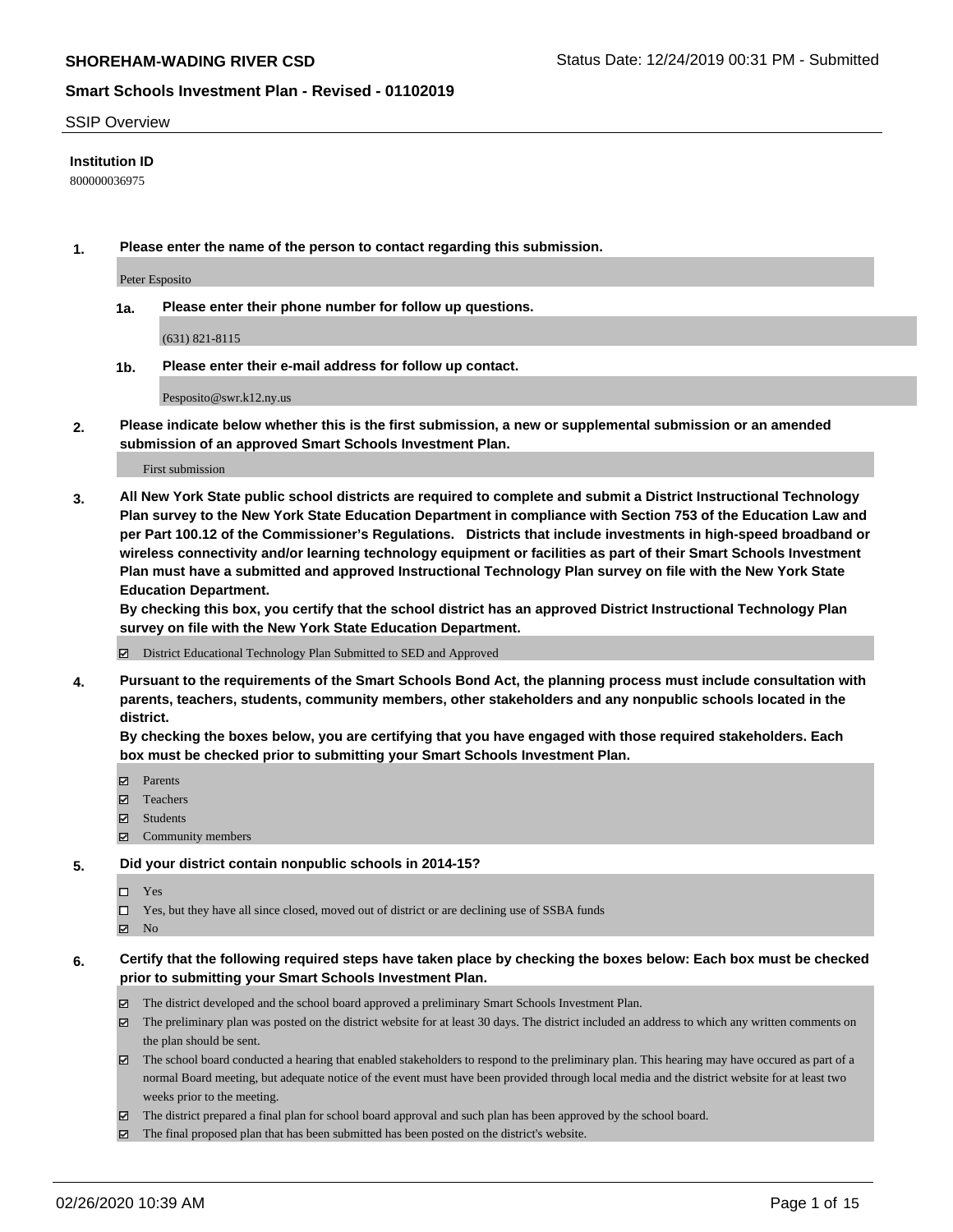**SHOREHAM-WADING RIVER CSD** Status Date: 12/24/2019 00:31 PM - Submitted

**Smart Schools Investment Plan - Revised - 01102019**

SSIP Overview

**Institution ID**

800000036975

**1. Please enter the name of the person to contact regarding this submission.**

Peter Esposito

**1a. Please enter their phone number for follow up questions.**

(631) 821-8115

**1b. Please enter their e-mail address for follow up contact.**

Pesposito@swr.k12.ny.us

**2. Please indicate below whether this is the first submission, a new or supplemental submission or an amended submission of an approved Smart Schools Investment Plan.**

First submission

**3. All New York State public school districts are required to complete and submit a District Instructional Technology Plan survey to the New York State Education Department in compliance with Section 753 of the Education Law and per Part 100.12 of the Commissioner's Regulations. Districts that include investments in high-speed broadband or wireless connectivity and/or learning technology equipment or facilities as part of their Smart Schools Investment Plan must have a submitted and approved Instructional Technology Plan survey on file with the New York State Education Department.**
**By checking this box, you certify that the school district has an approved District Instructional Technology Plan survey on file with the New York State Education Department.**

☑ District Educational Technology Plan Submitted to SED and Approved

**4. Pursuant to the requirements of the Smart Schools Bond Act, the planning process must include consultation with parents, teachers, students, community members, other stakeholders and any nonpublic schools located in the district.**
**By checking the boxes below, you are certifying that you have engaged with those required stakeholders. Each box must be checked prior to submitting your Smart Schools Investment Plan.**

☑ Parents
☑ Teachers
☑ Students
☑ Community members

**5. Did your district contain nonpublic schools in 2014-15?**

☐ Yes
☐ Yes, but they have all since closed, moved out of district or are declining use of SSBA funds
☑ No

**6. Certify that the following required steps have taken place by checking the boxes below: Each box must be checked prior to submitting your Smart Schools Investment Plan.**

☑ The district developed and the school board approved a preliminary Smart Schools Investment Plan.
☑ The preliminary plan was posted on the district website for at least 30 days. The district included an address to which any written comments on the plan should be sent.
☑ The school board conducted a hearing that enabled stakeholders to respond to the preliminary plan. This hearing may have occured as part of a normal Board meeting, but adequate notice of the event must have been provided through local media and the district website for at least two weeks prior to the meeting.
☑ The district prepared a final plan for school board approval and such plan has been approved by the school board.
☑ The final proposed plan that has been submitted has been posted on the district's website.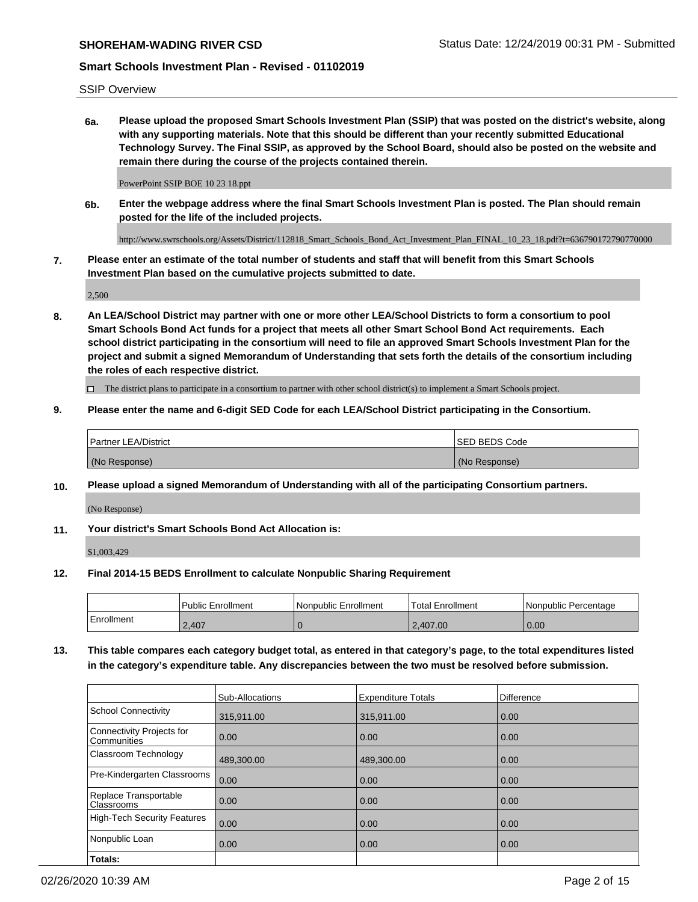SSIP Overview

**6a. Please upload the proposed Smart Schools Investment Plan (SSIP) that was posted on the district's website, along with any supporting materials. Note that this should be different than your recently submitted Educational Technology Survey. The Final SSIP, as approved by the School Board, should also be posted on the website and remain there during the course of the projects contained therein.**

PowerPoint SSIP BOE 10 23 18.ppt

**6b. Enter the webpage address where the final Smart Schools Investment Plan is posted. The Plan should remain posted for the life of the included projects.**

http://www.swrschools.org/Assets/District/112818_Smart_Schools_Bond_Act_Investment_Plan_FINAL_10_23_18.pdf?t=636790172790770000

**7. Please enter an estimate of the total number of students and staff that will benefit from this Smart Schools Investment Plan based on the cumulative projects submitted to date.**

2,500

**8. An LEA/School District may partner with one or more other LEA/School Districts to form a consortium to pool Smart Schools Bond Act funds for a project that meets all other Smart School Bond Act requirements. Each school district participating in the consortium will need to file an approved Smart Schools Investment Plan for the project and submit a signed Memorandum of Understanding that sets forth the details of the consortium including the roles of each respective district.**

☐ The district plans to participate in a consortium to partner with other school district(s) to implement a Smart Schools project.

**9. Please enter the name and 6-digit SED Code for each LEA/School District participating in the Consortium.**

| Partner LEA/District | SED BEDS Code |
| --- | --- |
| (No Response) | (No Response) |

**10. Please upload a signed Memorandum of Understanding with all of the participating Consortium partners.**

(No Response)

**11. Your district's Smart Schools Bond Act Allocation is:**

$1,003,429

**12. Final 2014-15 BEDS Enrollment to calculate Nonpublic Sharing Requirement**

| | Public Enrollment | Nonpublic Enrollment | Total Enrollment | Nonpublic Percentage |
| --- | --- | --- | --- | --- |
| Enrollment | 2,407 | 0 | 2,407.00 | 0.00 |

**13. This table compares each category budget total, as entered in that category's page, to the total expenditures listed in the category's expenditure table. Any discrepancies between the two must be resolved before submission.**

| | Sub-Allocations | Expenditure Totals | Difference |
| --- | --- | --- | --- |
| School Connectivity | 315,911.00 | 315,911.00 | 0.00 |
| Connectivity Projects for Communities | 0.00 | 0.00 | 0.00 |
| Classroom Technology | 489,300.00 | 489,300.00 | 0.00 |
| Pre-Kindergarten Classrooms | 0.00 | 0.00 | 0.00 |
| Replace Transportable Classrooms | 0.00 | 0.00 | 0.00 |
| High-Tech Security Features | 0.00 | 0.00 | 0.00 |
| Nonpublic Loan | 0.00 | 0.00 | 0.00 |
| **Totals:** | | | |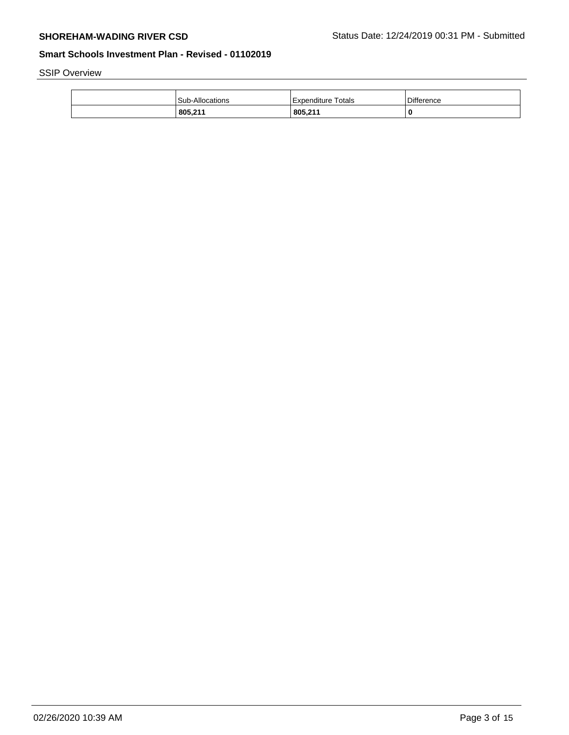SSIP Overview

| | Sub-Allocations | Expenditure Totals | Difference |
|---|---|---|---|
| | **805,211** | **805,211** | **0** |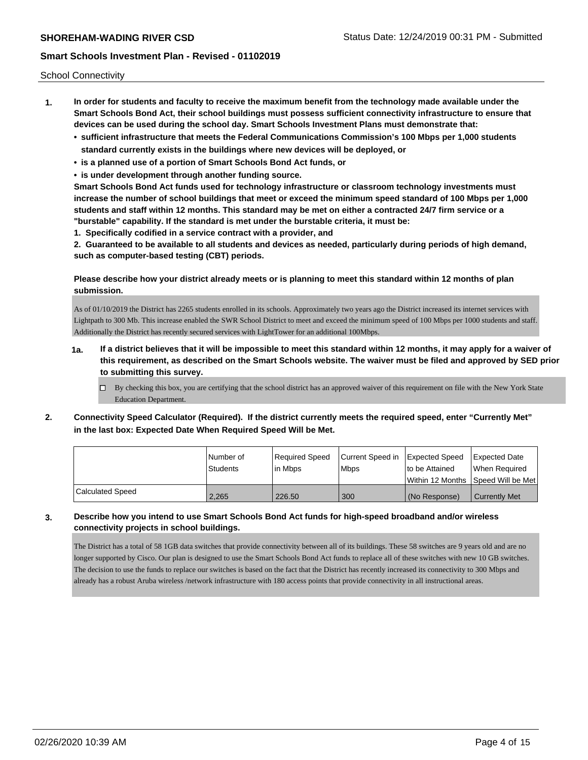School Connectivity

1. **In order for students and faculty to receive the maximum benefit from the technology made available under the Smart Schools Bond Act, their school buildings must possess sufficient connectivity infrastructure to ensure that devices can be used during the school day. Smart Schools Investment Plans must demonstrate that:**
   - **sufficient infrastructure that meets the Federal Communications Commission's 100 Mbps per 1,000 students standard currently exists in the buildings where new devices will be deployed, or**
   - **is a planned use of a portion of Smart Schools Bond Act funds, or**
   - **is under development through another funding source.**

   **Smart Schools Bond Act funds used for technology infrastructure or classroom technology investments must increase the number of school buildings that meet or exceed the minimum speed standard of 100 Mbps per 1,000 students and staff within 12 months. This standard may be met on either a contracted 24/7 firm service or a "burstable" capability. If the standard is met under the burstable criteria, it must be:**

   **1. Specifically codified in a service contract with a provider, and**

   **2. Guaranteed to be available to all students and devices as needed, particularly during periods of high demand, such as computer-based testing (CBT) periods.**

   **Please describe how your district already meets or is planning to meet this standard within 12 months of plan submission.**

   As of 01/10/2019 the District has 2265 students enrolled in its schools. Approximately two years ago the District increased its internet services with Lightpath to 300 Mb. This increase enabled the SWR School District to meet and exceed the minimum speed of 100 Mbps per 1000 students and staff. Additionally the District has recently secured services with LightTower for an additional 100Mbps.

   **1a. If a district believes that it will be impossible to meet this standard within 12 months, it may apply for a waiver of this requirement, as described on the Smart Schools website. The waiver must be filed and approved by SED prior to submitting this survey.**

   ☐ By checking this box, you are certifying that the school district has an approved waiver of this requirement on file with the New York State Education Department.

2. **Connectivity Speed Calculator (Required). If the district currently meets the required speed, enter "Currently Met" in the last box: Expected Date When Required Speed Will be Met.**

| | Number of Students | Required Speed in Mbps | Current Speed in Mbps | Expected Speed to be Attained Within 12 Months | Expected Date When Required Speed Will be Met |
|---|---|---|---|---|---|
| Calculated Speed | 2,265 | 226.50 | 300 | (No Response) | Currently Met |

3. **Describe how you intend to use Smart Schools Bond Act funds for high-speed broadband and/or wireless connectivity projects in school buildings.**

   The District has a total of 58 1GB data switches that provide connectivity between all of its buildings. These 58 switches are 9 years old and are no longer supported by Cisco. Our plan is designed to use the Smart Schools Bond Act funds to replace all of these switches with new 10 GB switches. The decision to use the funds to replace our switches is based on the fact that the District has recently increased its connectivity to 300 Mbps and already has a robust Aruba wireless /network infrastructure with 180 access points that provide connectivity in all instructional areas.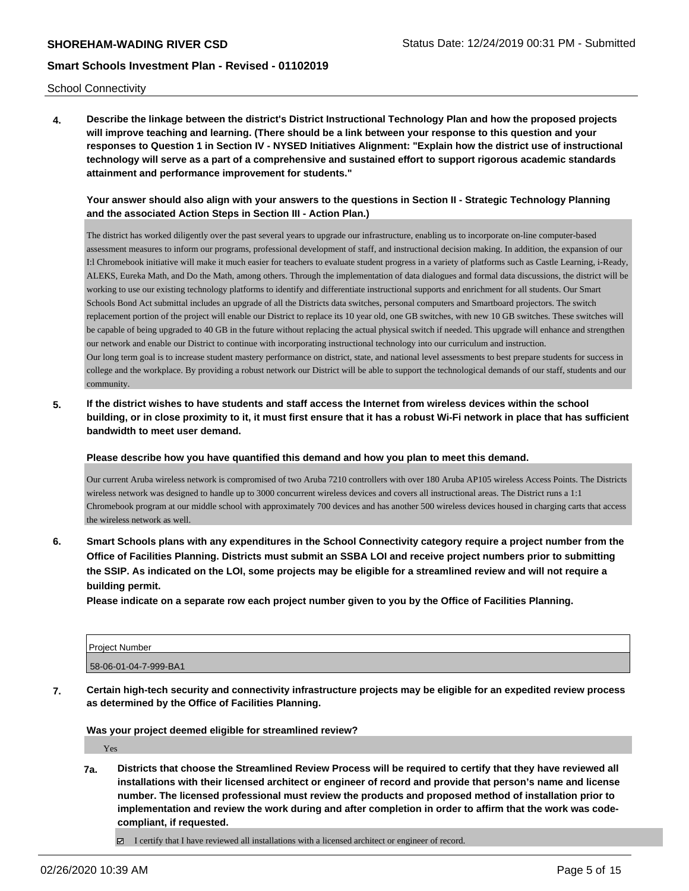School Connectivity

**4. Describe the linkage between the district's District Instructional Technology Plan and how the proposed projects will improve teaching and learning. (There should be a link between your response to this question and your responses to Question 1 in Section IV - NYSED Initiatives Alignment: "Explain how the district use of instructional technology will serve as a part of a comprehensive and sustained effort to support rigorous academic standards attainment and performance improvement for students."**

**Your answer should also align with your answers to the questions in Section II - Strategic Technology Planning and the associated Action Steps in Section III - Action Plan.)**

The district has worked diligently over the past several years to upgrade our infrastructure, enabling us to incorporate on-line computer-based assessment measures to inform our programs, professional development of staff, and instructional decision making. In addition, the expansion of our I:l Chromebook initiative will make it much easier for teachers to evaluate student progress in a variety of platforms such as Castle Learning, i-Ready, ALEKS, Eureka Math, and Do the Math, among others. Through the implementation of data dialogues and formal data discussions, the district will be working to use our existing technology platforms to identify and differentiate instructional supports and enrichment for all students. Our Smart Schools Bond Act submittal includes an upgrade of all the Districts data switches, personal computers and Smartboard projectors. The switch replacement portion of the project will enable our District to replace its 10 year old, one GB switches, with new 10 GB switches. These switches will be capable of being upgraded to 40 GB in the future without replacing the actual physical switch if needed. This upgrade will enhance and strengthen our network and enable our District to continue with incorporating instructional technology into our curriculum and instruction.
Our long term goal is to increase student mastery performance on district, state, and national level assessments to best prepare students for success in college and the workplace. By providing a robust network our District will be able to support the technological demands of our staff, students and our community.

**5. If the district wishes to have students and staff access the Internet from wireless devices within the school building, or in close proximity to it, it must first ensure that it has a robust Wi-Fi network in place that has sufficient bandwidth to meet user demand.**

**Please describe how you have quantified this demand and how you plan to meet this demand.**

Our current Aruba wireless network is compromised of two Aruba 7210 controllers with over 180 Aruba AP105 wireless Access Points. The Districts wireless network was designed to handle up to 3000 concurrent wireless devices and covers all instructional areas. The District runs a 1:1 Chromebook program at our middle school with approximately 700 devices and has another 500 wireless devices housed in charging carts that access the wireless network as well.

**6. Smart Schools plans with any expenditures in the School Connectivity category require a project number from the Office of Facilities Planning. Districts must submit an SSBA LOI and receive project numbers prior to submitting the SSIP. As indicated on the LOI, some projects may be eligible for a streamlined review and will not require a building permit.**
**Please indicate on a separate row each project number given to you by the Office of Facilities Planning.**

| Project Number |
|---|
| 58-06-01-04-7-999-BA1 |

**7. Certain high-tech security and connectivity infrastructure projects may be eligible for an expedited review process as determined by the Office of Facilities Planning.**

**Was your project deemed eligible for streamlined review?**

Yes

**7a. Districts that choose the Streamlined Review Process will be required to certify that they have reviewed all installations with their licensed architect or engineer of record and provide that person's name and license number. The licensed professional must review the products and proposed method of installation prior to implementation and review the work during and after completion in order to affirm that the work was code-compliant, if requested.**

☑ I certify that I have reviewed all installations with a licensed architect or engineer of record.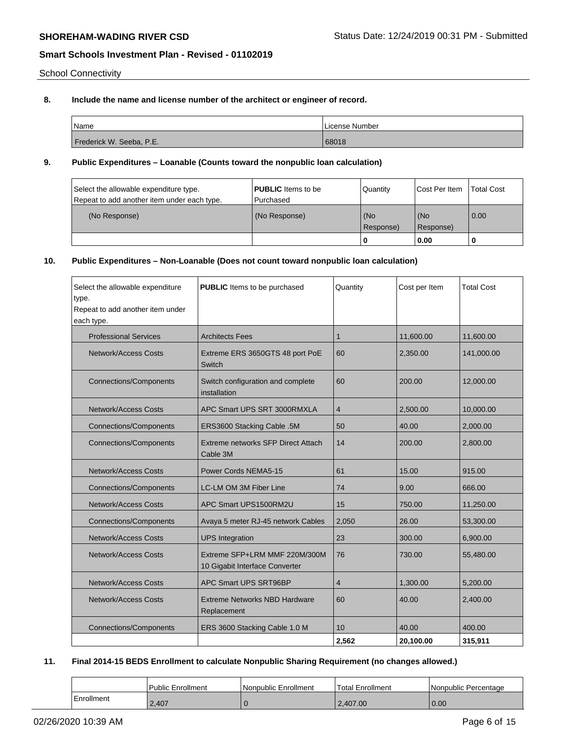School Connectivity

**8. Include the name and license number of the architect or engineer of record.**

| Name | License Number |
|---|---|
| Frederick W. Seeba, P.E. | 68018 |

**9. Public Expenditures – Loanable (Counts toward the nonpublic loan calculation)**

| Select the allowable expenditure type. Repeat to add another item under each type. | **PUBLIC** Items to be Purchased | Quantity | Cost Per Item | Total Cost |
|---|---|---|---|---|
| (No Response) | (No Response) | (No Response) | (No Response) | 0.00 |
| | | **0** | **0.00** | **0** |

**10. Public Expenditures – Non-Loanable (Does not count toward nonpublic loan calculation)**

| Select the allowable expenditure type. Repeat to add another item under each type. | **PUBLIC** Items to be purchased | Quantity | Cost per Item | Total Cost |
|---|---|---|---|---|
| Professional Services | Architects Fees | 1 | 11,600.00 | 11,600.00 |
| Network/Access Costs | Extreme ERS 3650GTS 48 port PoE Switch | 60 | 2,350.00 | 141,000.00 |
| Connections/Components | Switch configuration and complete installation | 60 | 200.00 | 12,000.00 |
| Network/Access Costs | APC Smart UPS SRT 3000RMXLA | 4 | 2,500.00 | 10,000.00 |
| Connections/Components | ERS3600 Stacking Cable .5M | 50 | 40.00 | 2,000.00 |
| Connections/Components | Extreme networks SFP Direct Attach Cable 3M | 14 | 200.00 | 2,800.00 |
| Network/Access Costs | Power Cords NEMA5-15 | 61 | 15.00 | 915.00 |
| Connections/Components | LC-LM OM 3M Fiber Line | 74 | 9.00 | 666.00 |
| Network/Access Costs | APC Smart UPS1500RM2U | 15 | 750.00 | 11,250.00 |
| Connections/Components | Avaya 5 meter RJ-45 network Cables | 2,050 | 26.00 | 53,300.00 |
| Network/Access Costs | UPS Integration | 23 | 300.00 | 6,900.00 |
| Network/Access Costs | Extreme SFP+LRM MMF 220M/300M 10 Gigabit Interface Converter | 76 | 730.00 | 55,480.00 |
| Network/Access Costs | APC Smart UPS SRT96BP | 4 | 1,300.00 | 5,200.00 |
| Network/Access Costs | Extreme Networks NBD Hardware Replacement | 60 | 40.00 | 2,400.00 |
| Connections/Components | ERS 3600 Stacking Cable 1.0 M | 10 | 40.00 | 400.00 |
| | | **2,562** | **20,100.00** | **315,911** |

**11. Final 2014-15 BEDS Enrollment to calculate Nonpublic Sharing Requirement (no changes allowed.)**

| | Public Enrollment | Nonpublic Enrollment | Total Enrollment | Nonpublic Percentage |
|---|---|---|---|---|
| Enrollment | 2,407 | 0 | 2,407.00 | 0.00 |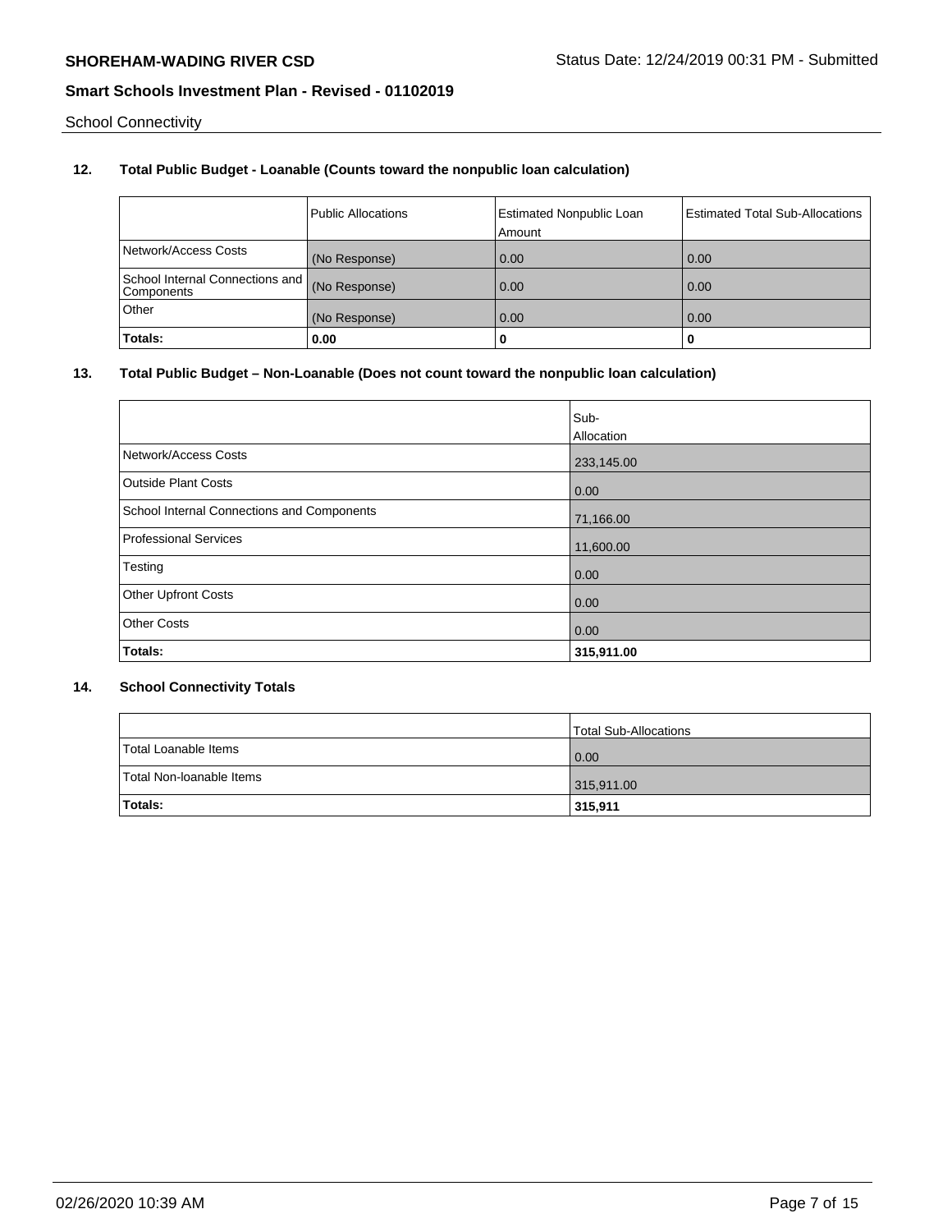School Connectivity

**12. Total Public Budget - Loanable (Counts toward the nonpublic loan calculation)**

| | Public Allocations | Estimated Nonpublic Loan Amount | Estimated Total Sub-Allocations |
|---|---|---|---|
| Network/Access Costs | (No Response) | 0.00 | 0.00 |
| School Internal Connections and Components | (No Response) | 0.00 | 0.00 |
| Other | (No Response) | 0.00 | 0.00 |
| **Totals:** | **0.00** | **0** | **0** |

**13. Total Public Budget – Non-Loanable (Does not count toward the nonpublic loan calculation)**

| | Sub-Allocation |
|---|---|
| Network/Access Costs | 233,145.00 |
| Outside Plant Costs | 0.00 |
| School Internal Connections and Components | 71,166.00 |
| Professional Services | 11,600.00 |
| Testing | 0.00 |
| Other Upfront Costs | 0.00 |
| Other Costs | 0.00 |
| **Totals:** | **315,911.00** |

**14. School Connectivity Totals**

| | Total Sub-Allocations |
|---|---|
| Total Loanable Items | 0.00 |
| Total Non-loanable Items | 315,911.00 |
| **Totals:** | **315,911** |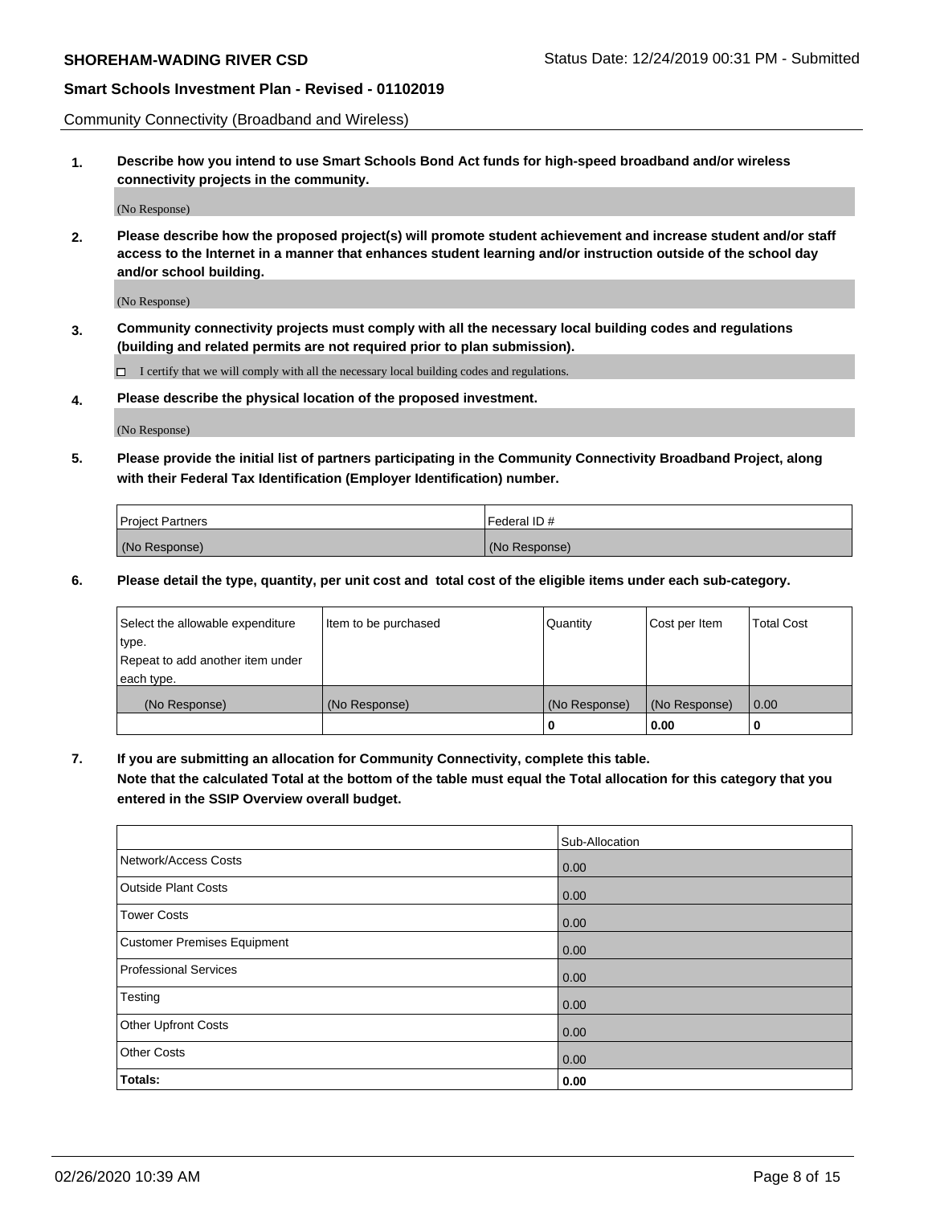Community Connectivity (Broadband and Wireless)

**1. Describe how you intend to use Smart Schools Bond Act funds for high-speed broadband and/or wireless connectivity projects in the community.**

(No Response)

**2. Please describe how the proposed project(s) will promote student achievement and increase student and/or staff access to the Internet in a manner that enhances student learning and/or instruction outside of the school day and/or school building.**

(No Response)

**3. Community connectivity projects must comply with all the necessary local building codes and regulations (building and related permits are not required prior to plan submission).**

☐ I certify that we will comply with all the necessary local building codes and regulations.

**4. Please describe the physical location of the proposed investment.**

(No Response)

**5. Please provide the initial list of partners participating in the Community Connectivity Broadband Project, along with their Federal Tax Identification (Employer Identification) number.**

| Project Partners | Federal ID # |
|---|---|
| (No Response) | (No Response) |

**6. Please detail the type, quantity, per unit cost and total cost of the eligible items under each sub-category.**

| Select the allowable expenditure type. Repeat to add another item under each type. | Item to be purchased | Quantity | Cost per Item | Total Cost |
|---|---|---|---|---|
| (No Response) | (No Response) | (No Response) | (No Response) | 0.00 |
| | | **0** | **0.00** | **0** |

**7. If you are submitting an allocation for Community Connectivity, complete this table.**
**Note that the calculated Total at the bottom of the table must equal the Total allocation for this category that you entered in the SSIP Overview overall budget.**

| | Sub-Allocation |
|---|---|
| Network/Access Costs | 0.00 |
| Outside Plant Costs | 0.00 |
| Tower Costs | 0.00 |
| Customer Premises Equipment | 0.00 |
| Professional Services | 0.00 |
| Testing | 0.00 |
| Other Upfront Costs | 0.00 |
| Other Costs | 0.00 |
| **Totals:** | **0.00** |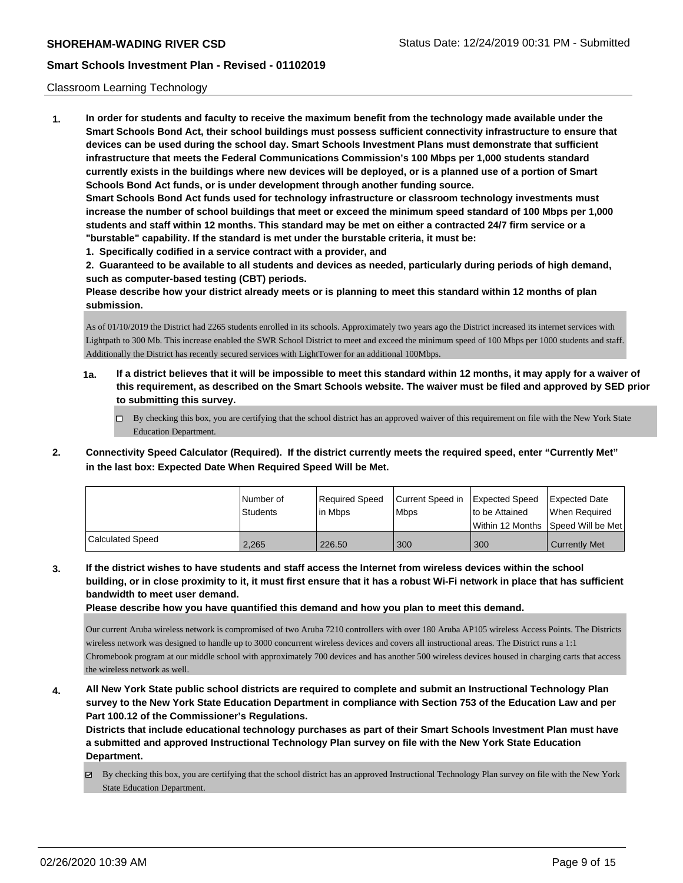Classroom Learning Technology

**1. In order for students and faculty to receive the maximum benefit from the technology made available under the Smart Schools Bond Act, their school buildings must possess sufficient connectivity infrastructure to ensure that devices can be used during the school day. Smart Schools Investment Plans must demonstrate that sufficient infrastructure that meets the Federal Communications Commission's 100 Mbps per 1,000 students standard currently exists in the buildings where new devices will be deployed, or is a planned use of a portion of Smart Schools Bond Act funds, or is under development through another funding source.**

**Smart Schools Bond Act funds used for technology infrastructure or classroom technology investments must increase the number of school buildings that meet or exceed the minimum speed standard of 100 Mbps per 1,000 students and staff within 12 months. This standard may be met on either a contracted 24/7 firm service or a "burstable" capability. If the standard is met under the burstable criteria, it must be:**

**1. Specifically codified in a service contract with a provider, and**

**2. Guaranteed to be available to all students and devices as needed, particularly during periods of high demand, such as computer-based testing (CBT) periods.**

**Please describe how your district already meets or is planning to meet this standard within 12 months of plan submission.**

As of 01/10/2019 the District had 2265 students enrolled in its schools. Approximately two years ago the District increased its internet services with Lightpath to 300 Mb. This increase enabled the SWR School District to meet and exceed the minimum speed of 100 Mbps per 1000 students and staff. Additionally the District has recently secured services with LightTower for an additional 100Mbps.

**1a. If a district believes that it will be impossible to meet this standard within 12 months, it may apply for a waiver of this requirement, as described on the Smart Schools website. The waiver must be filed and approved by SED prior to submitting this survey.**

☐ By checking this box, you are certifying that the school district has an approved waiver of this requirement on file with the New York State Education Department.

**2. Connectivity Speed Calculator (Required). If the district currently meets the required speed, enter "Currently Met" in the last box: Expected Date When Required Speed Will be Met.**

| | Number of Students | Required Speed in Mbps | Current Speed in Mbps | Expected Speed to be Attained Within 12 Months | Expected Date When Required Speed Will be Met |
|---|---|---|---|---|---|
| Calculated Speed | 2,265 | 226.50 | 300 | 300 | Currently Met |

**3. If the district wishes to have students and staff access the Internet from wireless devices within the school building, or in close proximity to it, it must first ensure that it has a robust Wi-Fi network in place that has sufficient bandwidth to meet user demand.**

**Please describe how you have quantified this demand and how you plan to meet this demand.**

Our current Aruba wireless network is compromised of two Aruba 7210 controllers with over 180 Aruba AP105 wireless Access Points. The Districts wireless network was designed to handle up to 3000 concurrent wireless devices and covers all instructional areas. The District runs a 1:1 Chromebook program at our middle school with approximately 700 devices and has another 500 wireless devices housed in charging carts that access the wireless network as well.

**4. All New York State public school districts are required to complete and submit an Instructional Technology Plan survey to the New York State Education Department in compliance with Section 753 of the Education Law and per Part 100.12 of the Commissioner's Regulations.**

**Districts that include educational technology purchases as part of their Smart Schools Investment Plan must have a submitted and approved Instructional Technology Plan survey on file with the New York State Education Department.**

☑ By checking this box, you are certifying that the school district has an approved Instructional Technology Plan survey on file with the New York State Education Department.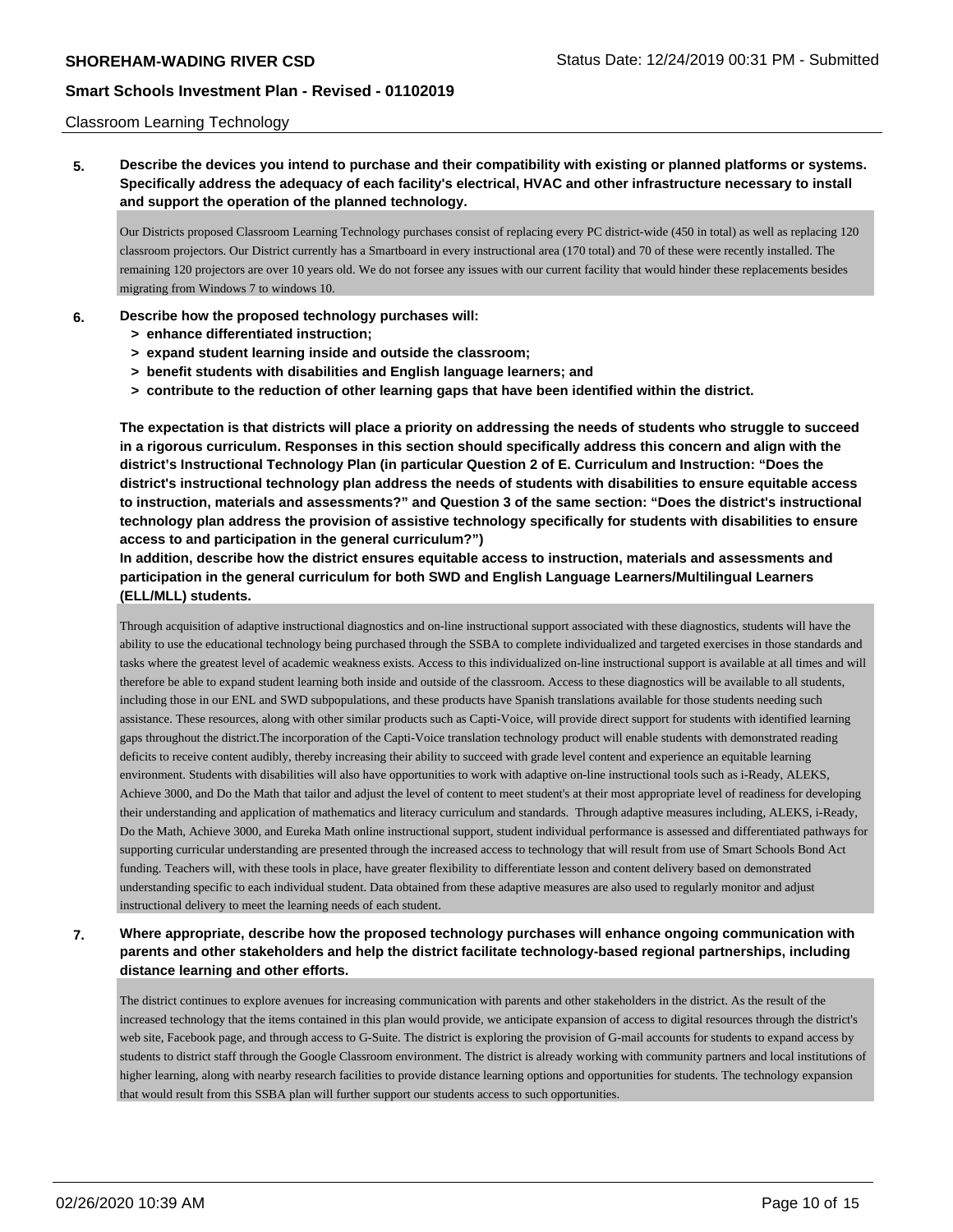Classroom Learning Technology

**5. Describe the devices you intend to purchase and their compatibility with existing or planned platforms or systems. Specifically address the adequacy of each facility's electrical, HVAC and other infrastructure necessary to install and support the operation of the planned technology.**

Our Districts proposed Classroom Learning Technology purchases consist of replacing every PC district-wide (450 in total) as well as replacing 120 classroom projectors. Our District currently has a Smartboard in every instructional area (170 total) and 70 of these were recently installed. The remaining 120 projectors are over 10 years old. We do not forsee any issues with our current facility that would hinder these replacements besides migrating from Windows 7 to windows 10.

**6. Describe how the proposed technology purchases will:**
- **> enhance differentiated instruction;**
- **> expand student learning inside and outside the classroom;**
- **> benefit students with disabilities and English language learners; and**
- **> contribute to the reduction of other learning gaps that have been identified within the district.**

**The expectation is that districts will place a priority on addressing the needs of students who struggle to succeed in a rigorous curriculum. Responses in this section should specifically address this concern and align with the district's Instructional Technology Plan (in particular Question 2 of E. Curriculum and Instruction: "Does the district's instructional technology plan address the needs of students with disabilities to ensure equitable access to instruction, materials and assessments?" and Question 3 of the same section: "Does the district's instructional technology plan address the provision of assistive technology specifically for students with disabilities to ensure access to and participation in the general curriculum?")**

**In addition, describe how the district ensures equitable access to instruction, materials and assessments and participation in the general curriculum for both SWD and English Language Learners/Multilingual Learners (ELL/MLL) students.**

Through acquisition of adaptive instructional diagnostics and on-line instructional support associated with these diagnostics, students will have the ability to use the educational technology being purchased through the SSBA to complete individualized and targeted exercises in those standards and tasks where the greatest level of academic weakness exists. Access to this individualized on-line instructional support is available at all times and will therefore be able to expand student learning both inside and outside of the classroom. Access to these diagnostics will be available to all students, including those in our ENL and SWD subpopulations, and these products have Spanish translations available for those students needing such assistance. These resources, along with other similar products such as Capti-Voice, will provide direct support for students with identified learning gaps throughout the district.The incorporation of the Capti-Voice translation technology product will enable students with demonstrated reading deficits to receive content audibly, thereby increasing their ability to succeed with grade level content and experience an equitable learning environment. Students with disabilities will also have opportunities to work with adaptive on-line instructional tools such as i-Ready, ALEKS, Achieve 3000, and Do the Math that tailor and adjust the level of content to meet student's at their most appropriate level of readiness for developing their understanding and application of mathematics and literacy curriculum and standards. Through adaptive measures including, ALEKS, i-Ready, Do the Math, Achieve 3000, and Eureka Math online instructional support, student individual performance is assessed and differentiated pathways for supporting curricular understanding are presented through the increased access to technology that will result from use of Smart Schools Bond Act funding. Teachers will, with these tools in place, have greater flexibility to differentiate lesson and content delivery based on demonstrated understanding specific to each individual student. Data obtained from these adaptive measures are also used to regularly monitor and adjust instructional delivery to meet the learning needs of each student.

**7. Where appropriate, describe how the proposed technology purchases will enhance ongoing communication with parents and other stakeholders and help the district facilitate technology-based regional partnerships, including distance learning and other efforts.**

The district continues to explore avenues for increasing communication with parents and other stakeholders in the district. As the result of the increased technology that the items contained in this plan would provide, we anticipate expansion of access to digital resources through the district's web site, Facebook page, and through access to G-Suite. The district is exploring the provision of G-mail accounts for students to expand access by students to district staff through the Google Classroom environment. The district is already working with community partners and local institutions of higher learning, along with nearby research facilities to provide distance learning options and opportunities for students. The technology expansion that would result from this SSBA plan will further support our students access to such opportunities.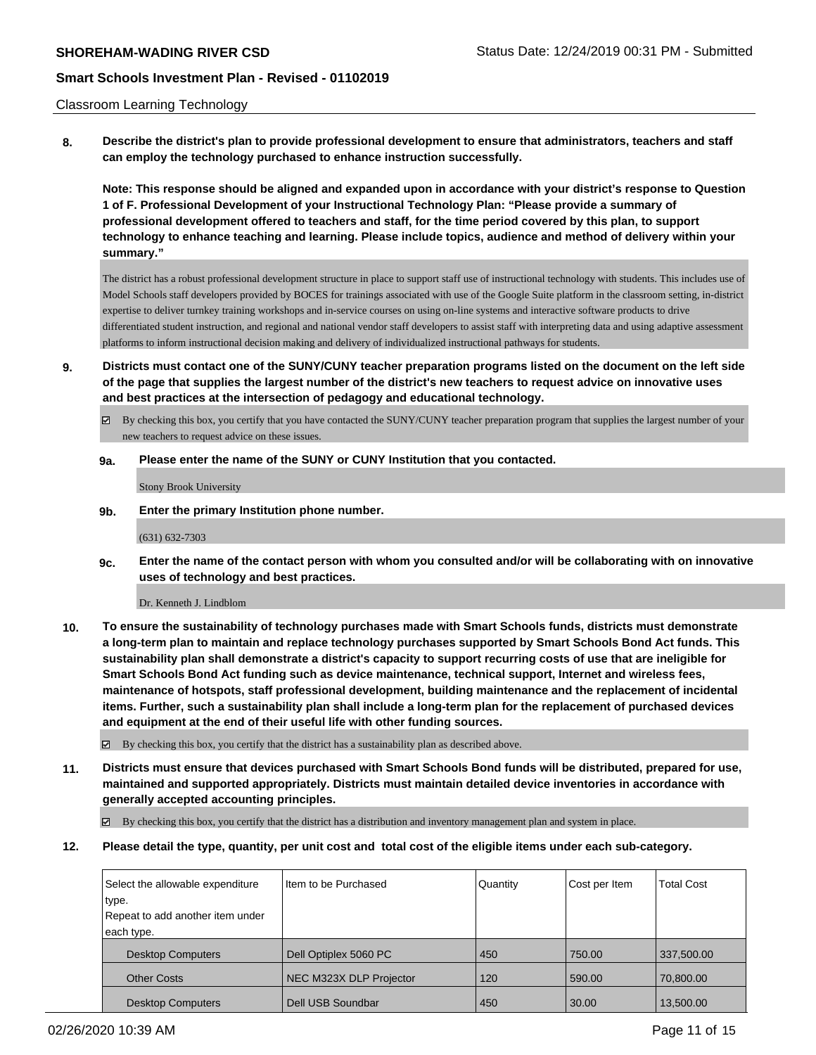Classroom Learning Technology

**8. Describe the district's plan to provide professional development to ensure that administrators, teachers and staff can employ the technology purchased to enhance instruction successfully.**

**Note: This response should be aligned and expanded upon in accordance with your district's response to Question 1 of F. Professional Development of your Instructional Technology Plan: "Please provide a summary of professional development offered to teachers and staff, for the time period covered by this plan, to support technology to enhance teaching and learning. Please include topics, audience and method of delivery within your summary."**

The district has a robust professional development structure in place to support staff use of instructional technology with students. This includes use of Model Schools staff developers provided by BOCES for trainings associated with use of the Google Suite platform in the classroom setting, in-district expertise to deliver turnkey training workshops and in-service courses on using on-line systems and interactive software products to drive differentiated student instruction, and regional and national vendor staff developers to assist staff with interpreting data and using adaptive assessment platforms to inform instructional decision making and delivery of individualized instructional pathways for students.

**9. Districts must contact one of the SUNY/CUNY teacher preparation programs listed on the document on the left side of the page that supplies the largest number of the district's new teachers to request advice on innovative uses and best practices at the intersection of pedagogy and educational technology.**

☑ By checking this box, you certify that you have contacted the SUNY/CUNY teacher preparation program that supplies the largest number of your new teachers to request advice on these issues.

**9a. Please enter the name of the SUNY or CUNY Institution that you contacted.**

Stony Brook University

**9b. Enter the primary Institution phone number.**

(631) 632-7303

**9c. Enter the name of the contact person with whom you consulted and/or will be collaborating with on innovative uses of technology and best practices.**

Dr. Kenneth J. Lindblom

**10. To ensure the sustainability of technology purchases made with Smart Schools funds, districts must demonstrate a long-term plan to maintain and replace technology purchases supported by Smart Schools Bond Act funds. This sustainability plan shall demonstrate a district's capacity to support recurring costs of use that are ineligible for Smart Schools Bond Act funding such as device maintenance, technical support, Internet and wireless fees, maintenance of hotspots, staff professional development, building maintenance and the replacement of incidental items. Further, such a sustainability plan shall include a long-term plan for the replacement of purchased devices and equipment at the end of their useful life with other funding sources.**

☑ By checking this box, you certify that the district has a sustainability plan as described above.

**11. Districts must ensure that devices purchased with Smart Schools Bond funds will be distributed, prepared for use, maintained and supported appropriately. Districts must maintain detailed device inventories in accordance with generally accepted accounting principles.**

☑ By checking this box, you certify that the district has a distribution and inventory management plan and system in place.

**12. Please detail the type, quantity, per unit cost and total cost of the eligible items under each sub-category.**

| Select the allowable expenditure type. Repeat to add another item under each type. | Item to be Purchased | Quantity | Cost per Item | Total Cost |
|---|---|---|---|---|
| Desktop Computers | Dell Optiplex 5060 PC | 450 | 750.00 | 337,500.00 |
| Other Costs | NEC M323X DLP Projector | 120 | 590.00 | 70,800.00 |
| Desktop Computers | Dell USB Soundbar | 450 | 30.00 | 13,500.00 |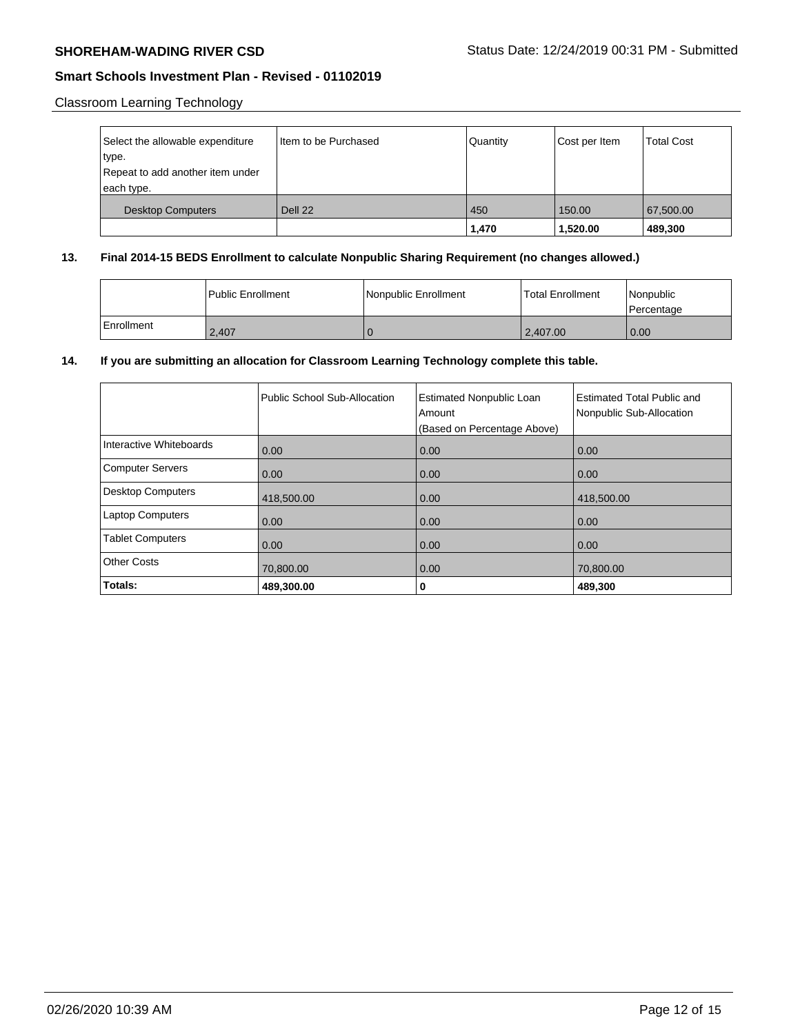Classroom Learning Technology

| Select the allowable expenditure type. Repeat to add another item under each type. | Item to be Purchased | Quantity | Cost per Item | Total Cost |
|---|---|---|---|---|
| Desktop Computers | Dell 22 | 450 | 150.00 | 67,500.00 |
| | | **1,470** | **1,520.00** | **489,300** |

**13. Final 2014-15 BEDS Enrollment to calculate Nonpublic Sharing Requirement (no changes allowed.)**

| | Public Enrollment | Nonpublic Enrollment | Total Enrollment | Nonpublic Percentage |
|---|---|---|---|---|
| Enrollment | 2,407 | 0 | 2,407.00 | 0.00 |

**14. If you are submitting an allocation for Classroom Learning Technology complete this table.**

| | Public School Sub-Allocation | Estimated Nonpublic Loan Amount (Based on Percentage Above) | Estimated Total Public and Nonpublic Sub-Allocation |
|---|---|---|---|
| Interactive Whiteboards | 0.00 | 0.00 | 0.00 |
| Computer Servers | 0.00 | 0.00 | 0.00 |
| Desktop Computers | 418,500.00 | 0.00 | 418,500.00 |
| Laptop Computers | 0.00 | 0.00 | 0.00 |
| Tablet Computers | 0.00 | 0.00 | 0.00 |
| Other Costs | 70,800.00 | 0.00 | 70,800.00 |
| **Totals:** | **489,300.00** | **0** | **489,300** |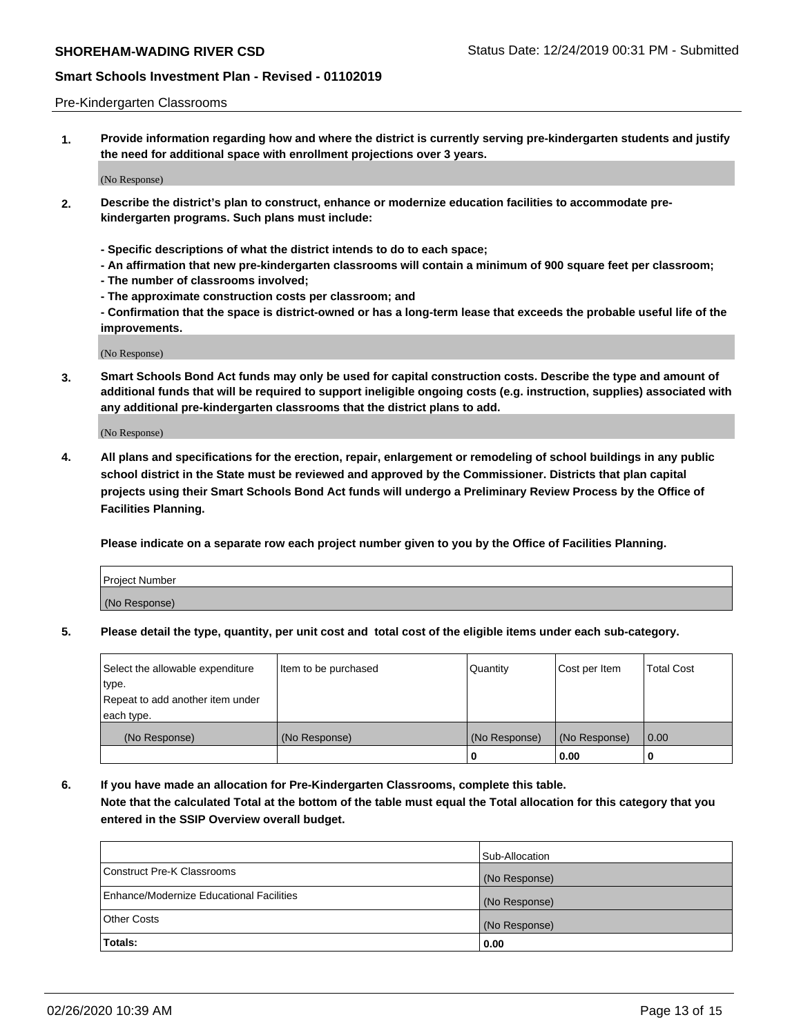Pre-Kindergarten Classrooms

**1. Provide information regarding how and where the district is currently serving pre-kindergarten students and justify the need for additional space with enrollment projections over 3 years.**

(No Response)

**2. Describe the district's plan to construct, enhance or modernize education facilities to accommodate pre-kindergarten programs. Such plans must include:**

**- Specific descriptions of what the district intends to do to each space;**
**- An affirmation that new pre-kindergarten classrooms will contain a minimum of 900 square feet per classroom;**
**- The number of classrooms involved;**
**- The approximate construction costs per classroom; and**
**- Confirmation that the space is district-owned or has a long-term lease that exceeds the probable useful life of the improvements.**

(No Response)

**3. Smart Schools Bond Act funds may only be used for capital construction costs. Describe the type and amount of additional funds that will be required to support ineligible ongoing costs (e.g. instruction, supplies) associated with any additional pre-kindergarten classrooms that the district plans to add.**

(No Response)

**4. All plans and specifications for the erection, repair, enlargement or remodeling of school buildings in any public school district in the State must be reviewed and approved by the Commissioner. Districts that plan capital projects using their Smart Schools Bond Act funds will undergo a Preliminary Review Process by the Office of Facilities Planning.**

**Please indicate on a separate row each project number given to you by the Office of Facilities Planning.**

| Project Number |
|---|
| (No Response) |

**5. Please detail the type, quantity, per unit cost and total cost of the eligible items under each sub-category.**

| Select the allowable expenditure type. Repeat to add another item under each type. | Item to be purchased | Quantity | Cost per Item | Total Cost |
|---|---|---|---|---|
| (No Response) | (No Response) | (No Response) | (No Response) | 0.00 |
| | | 0 | 0.00 | 0 |

**6. If you have made an allocation for Pre-Kindergarten Classrooms, complete this table. Note that the calculated Total at the bottom of the table must equal the Total allocation for this category that you entered in the SSIP Overview overall budget.**

| | Sub-Allocation |
|---|---|
| Construct Pre-K Classrooms | (No Response) |
| Enhance/Modernize Educational Facilities | (No Response) |
| Other Costs | (No Response) |
| **Totals:** | **0.00** |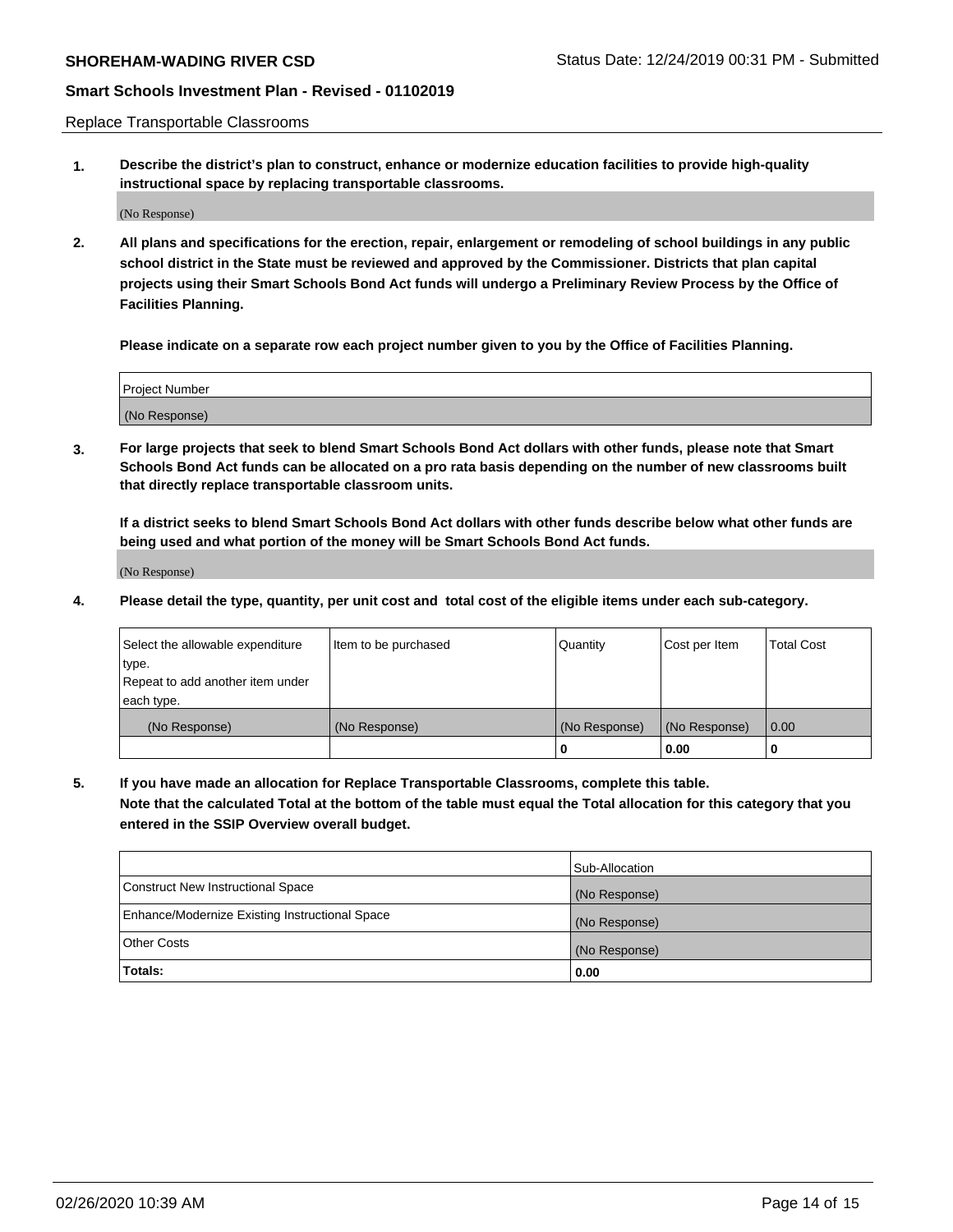Replace Transportable Classrooms

**1. Describe the district's plan to construct, enhance or modernize education facilities to provide high-quality instructional space by replacing transportable classrooms.**

(No Response)

**2. All plans and specifications for the erection, repair, enlargement or remodeling of school buildings in any public school district in the State must be reviewed and approved by the Commissioner. Districts that plan capital projects using their Smart Schools Bond Act funds will undergo a Preliminary Review Process by the Office of Facilities Planning.**

**Please indicate on a separate row each project number given to you by the Office of Facilities Planning.**

| Project Number |
|---|
| (No Response) |

**3. For large projects that seek to blend Smart Schools Bond Act dollars with other funds, please note that Smart Schools Bond Act funds can be allocated on a pro rata basis depending on the number of new classrooms built that directly replace transportable classroom units.**

**If a district seeks to blend Smart Schools Bond Act dollars with other funds describe below what other funds are being used and what portion of the money will be Smart Schools Bond Act funds.**

(No Response)

**4. Please detail the type, quantity, per unit cost and total cost of the eligible items under each sub-category.**

| Select the allowable expenditure type. Repeat to add another item under each type. | Item to be purchased | Quantity | Cost per Item | Total Cost |
|---|---|---|---|---|
| (No Response) | (No Response) | (No Response) | (No Response) | 0.00 |
| | | 0 | 0.00 | 0 |

**5. If you have made an allocation for Replace Transportable Classrooms, complete this table. Note that the calculated Total at the bottom of the table must equal the Total allocation for this category that you entered in the SSIP Overview overall budget.**

| | Sub-Allocation |
|---|---|
| Construct New Instructional Space | (No Response) |
| Enhance/Modernize Existing Instructional Space | (No Response) |
| Other Costs | (No Response) |
| **Totals:** | **0.00** |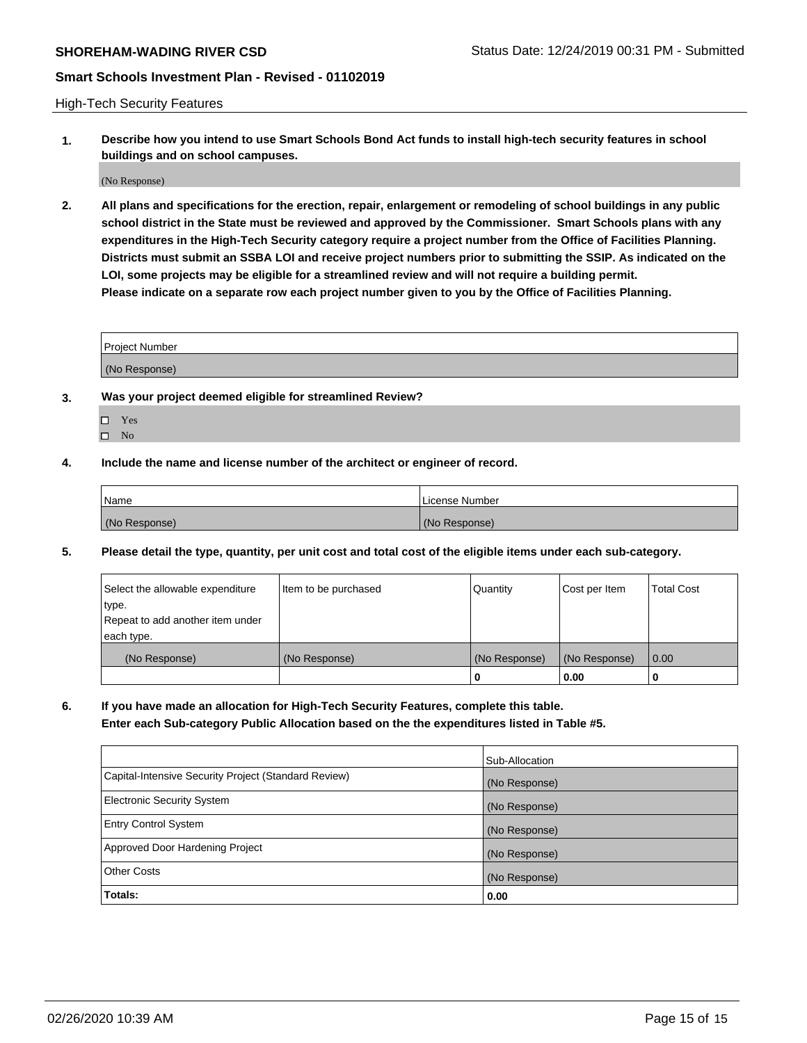High-Tech Security Features

**1. Describe how you intend to use Smart Schools Bond Act funds to install high-tech security features in school buildings and on school campuses.**

(No Response)

**2. All plans and specifications for the erection, repair, enlargement or remodeling of school buildings in any public school district in the State must be reviewed and approved by the Commissioner. Smart Schools plans with any expenditures in the High-Tech Security category require a project number from the Office of Facilities Planning. Districts must submit an SSBA LOI and receive project numbers prior to submitting the SSIP. As indicated on the LOI, some projects may be eligible for a streamlined review and will not require a building permit. Please indicate on a separate row each project number given to you by the Office of Facilities Planning.**

| Project Number |
|---|
| (No Response) |

**3. Was your project deemed eligible for streamlined Review?**

- ☐ Yes
- ☐ No

**4. Include the name and license number of the architect or engineer of record.**

| Name | License Number |
|---|---|
| (No Response) | (No Response) |

**5. Please detail the type, quantity, per unit cost and total cost of the eligible items under each sub-category.**

| Select the allowable expenditure type. Repeat to add another item under each type. | Item to be purchased | Quantity | Cost per Item | Total Cost |
|---|---|---|---|---|
| (No Response) | (No Response) | (No Response) | (No Response) | 0.00 |
| | | 0 | 0.00 | 0 |

**6. If you have made an allocation for High-Tech Security Features, complete this table. Enter each Sub-category Public Allocation based on the the expenditures listed in Table #5.**

| | Sub-Allocation |
|---|---|
| Capital-Intensive Security Project (Standard Review) | (No Response) |
| Electronic Security System | (No Response) |
| Entry Control System | (No Response) |
| Approved Door Hardening Project | (No Response) |
| Other Costs | (No Response) |
| **Totals:** | **0.00** |